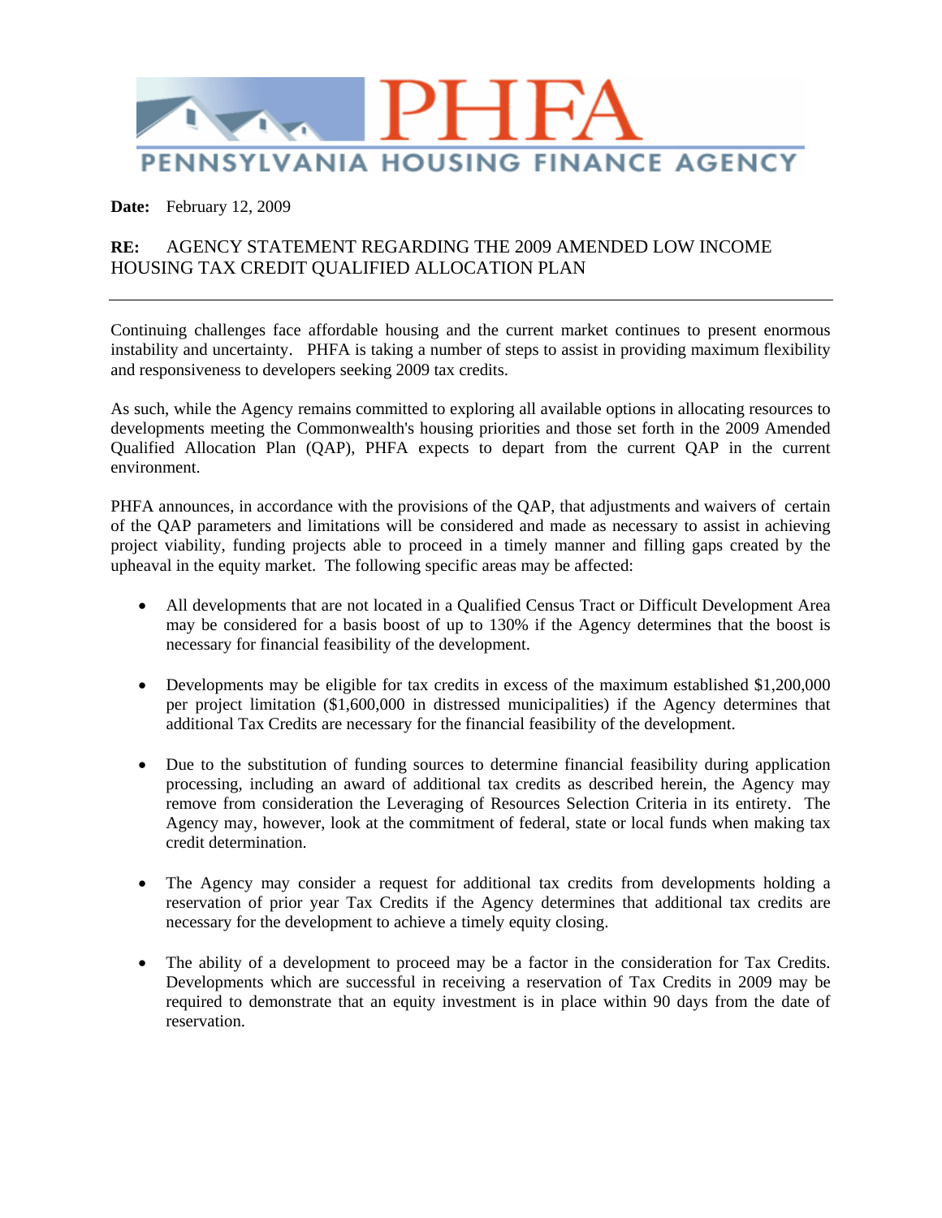# PHFA

## PENNSYLVANIA HOUSING FINANCE AGENCY

**Date:** February 12, 2009

**RE:** AGENCY STATEMENT REGARDING THE 2009 AMENDED LOW INCOME HOUSING TAX CREDIT QUALIFIED ALLOCATION PLAN

---

Continuing challenges face affordable housing and the current market continues to present enormous instability and uncertainty. PHFA is taking a number of steps to assist in providing maximum flexibility and responsiveness to developers seeking 2009 tax credits.

As such, while the Agency remains committed to exploring all available options in allocating resources to developments meeting the Commonwealth's housing priorities and those set forth in the 2009 Amended Qualified Allocation Plan (QAP), PHFA expects to depart from the current QAP in the current environment.

PHFA announces, in accordance with the provisions of the QAP, that adjustments and waivers of certain of the QAP parameters and limitations will be considered and made as necessary to assist in achieving project viability, funding projects able to proceed in a timely manner and filling gaps created by the upheaval in the equity market. The following specific areas may be affected:

- All developments that are not located in a Qualified Census Tract or Difficult Development Area may be considered for a basis boost of up to 130% if the Agency determines that the boost is necessary for financial feasibility of the development.

- Developments may be eligible for tax credits in excess of the maximum established $1,200,000 per project limitation ($1,600,000 in distressed municipalities) if the Agency determines that additional Tax Credits are necessary for the financial feasibility of the development.

- Due to the substitution of funding sources to determine financial feasibility during application processing, including an award of additional tax credits as described herein, the Agency may remove from consideration the Leveraging of Resources Selection Criteria in its entirety. The Agency may, however, look at the commitment of federal, state or local funds when making tax credit determination.

- The Agency may consider a request for additional tax credits from developments holding a reservation of prior year Tax Credits if the Agency determines that additional tax credits are necessary for the development to achieve a timely equity closing.

- The ability of a development to proceed may be a factor in the consideration for Tax Credits. Developments which are successful in receiving a reservation of Tax Credits in 2009 may be required to demonstrate that an equity investment is in place within 90 days from the date of reservation.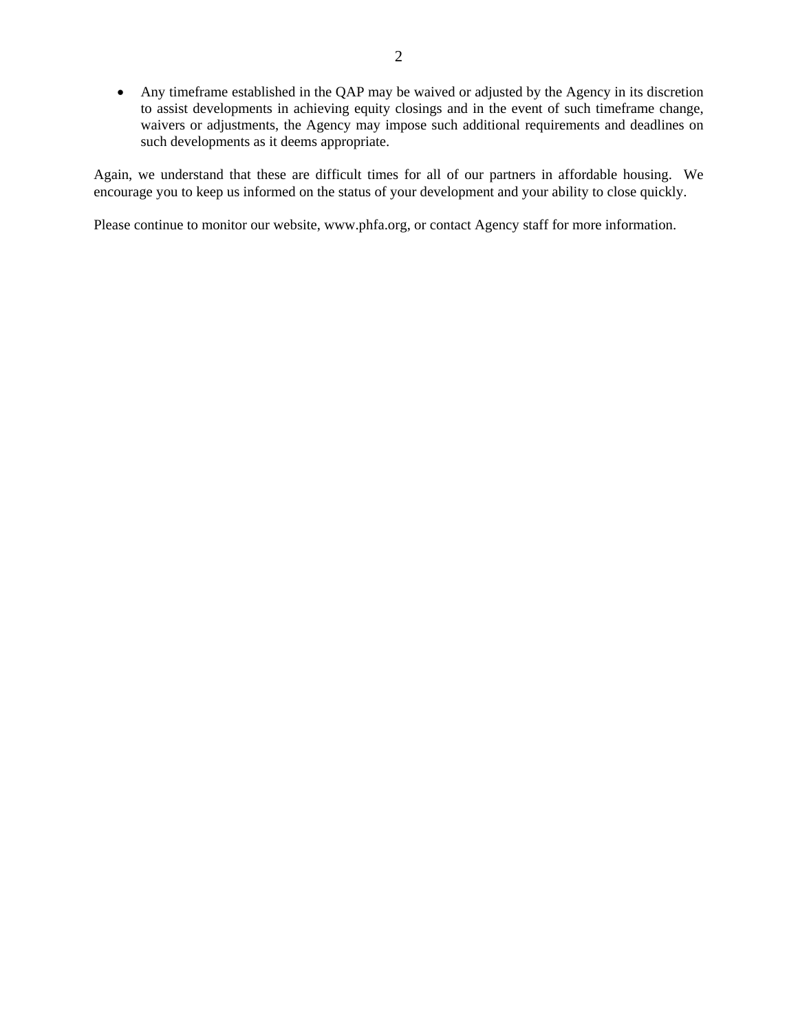- Any timeframe established in the QAP may be waived or adjusted by the Agency in its discretion to assist developments in achieving equity closings and in the event of such timeframe change, waivers or adjustments, the Agency may impose such additional requirements and deadlines on such developments as it deems appropriate.

Again, we understand that these are difficult times for all of our partners in affordable housing. We encourage you to keep us informed on the status of your development and your ability to close quickly.

Please continue to monitor our website, www.phfa.org, or contact Agency staff for more information.